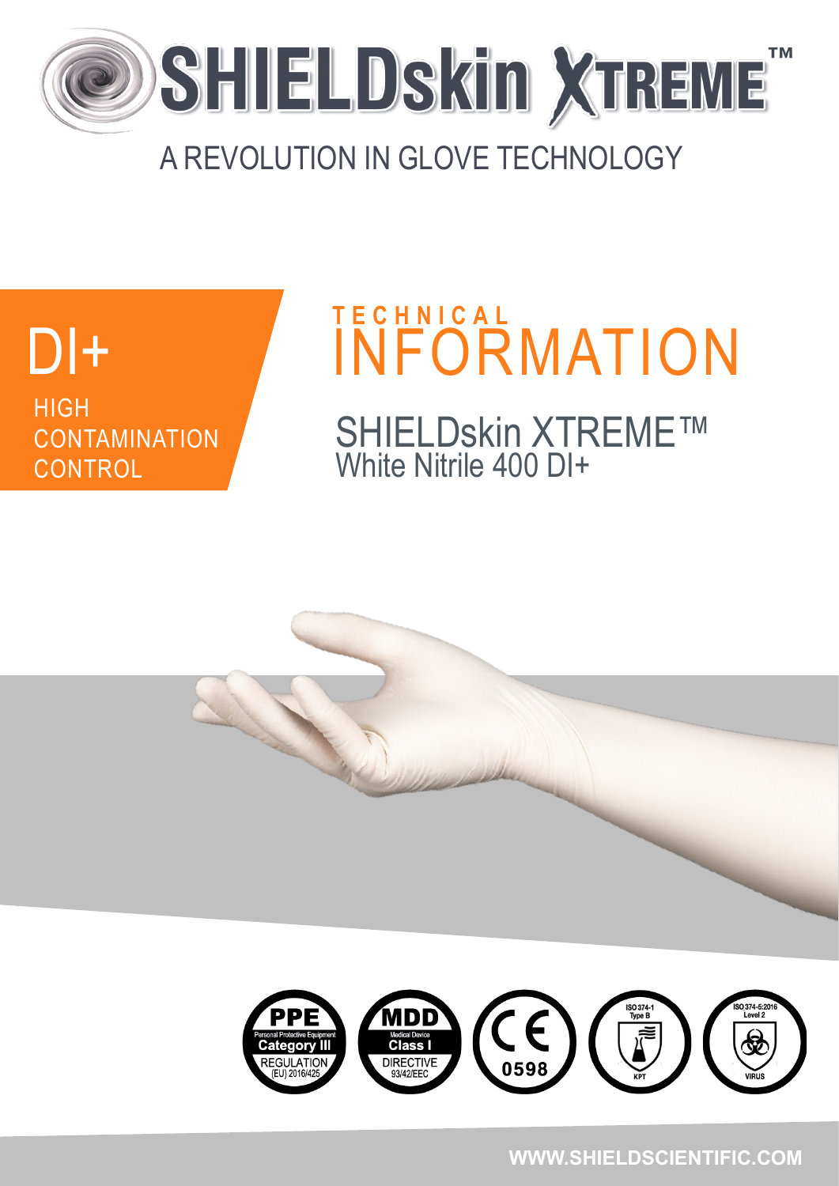# SHIELDskin XTREME™

A REVOLUTION IN GLOVE TECHNOLOGY

DI+

HIGH CONTAMINATION CONTROL

## TECHNICAL INFORMATION

SHIELDskin XTREME™
White Nitrile 400 DI+

PPE Personal Protective Equipment Category III REGULATION (EU) 2016/425

MDD Medical Device Class I DIRECTIVE 93/42/EEC

CE 0598

ISO 374-1 Type B KPT

ISO 374-5:2016 Level 2 VIRUS

WWW.SHIELDSCIENTIFIC.COM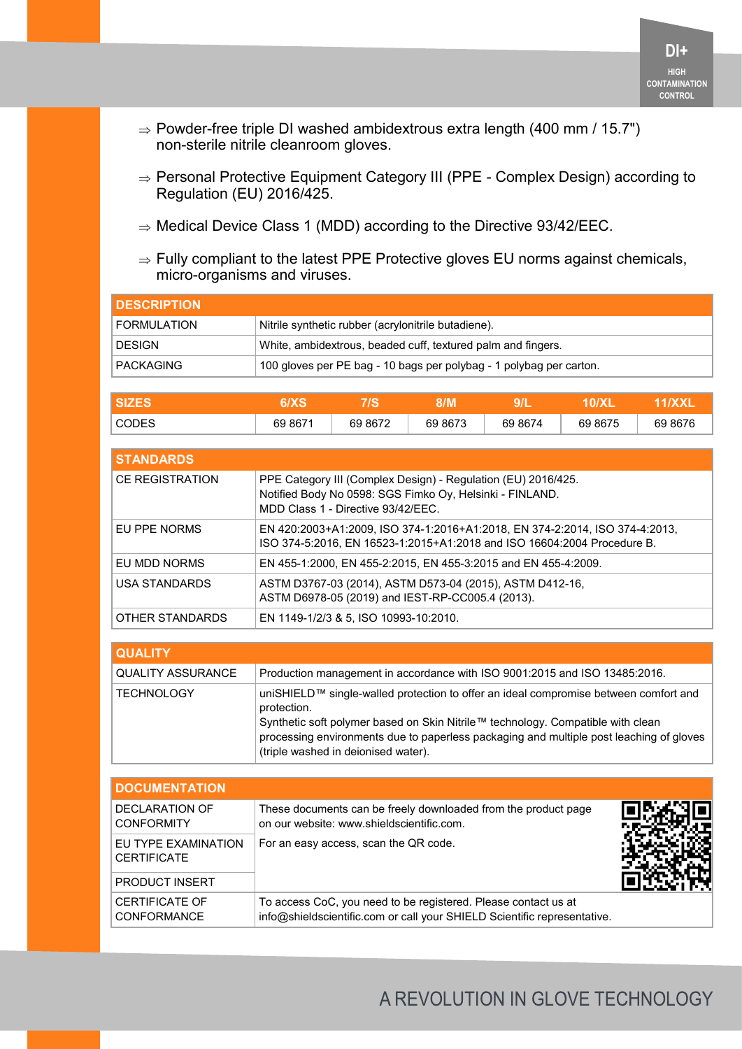DI+
HIGH CONTAMINATION CONTROL

- ⇒ Powder-free triple DI washed ambidextrous extra length (400 mm / 15.7") non-sterile nitrile cleanroom gloves.
- ⇒ Personal Protective Equipment Category III (PPE - Complex Design) according to Regulation (EU) 2016/425.
- ⇒ Medical Device Class 1 (MDD) according to the Directive 93/42/EEC.
- ⇒ Fully compliant to the latest PPE Protective gloves EU norms against chemicals, micro-organisms and viruses.

| DESCRIPTION | |
|---|---|
| FORMULATION | Nitrile synthetic rubber (acrylonitrile butadiene). |
| DESIGN | White, ambidextrous, beaded cuff, textured palm and fingers. |
| PACKAGING | 100 gloves per PE bag - 10 bags per polybag - 1 polybag per carton. |

| SIZES | 6/XS | 7/S | 8/M | 9/L | 10/XL | 11/XXL |
|---|---|---|---|---|---|---|
| CODES | 69 8671 | 69 8672 | 69 8673 | 69 8674 | 69 8675 | 69 8676 |

| STANDARDS | |
|---|---|
| CE REGISTRATION | PPE Category III (Complex Design) - Regulation (EU) 2016/425.<br>Notified Body No 0598: SGS Fimko Oy, Helsinki - FINLAND.<br>MDD Class 1 - Directive 93/42/EEC. |
| EU PPE NORMS | EN 420:2003+A1:2009, ISO 374-1:2016+A1:2018, EN 374-2:2014, ISO 374-4:2013, ISO 374-5:2016, EN 16523-1:2015+A1:2018 and ISO 16604:2004 Procedure B. |
| EU MDD NORMS | EN 455-1:2000, EN 455-2:2015, EN 455-3:2015 and EN 455-4:2009. |
| USA STANDARDS | ASTM D3767-03 (2014), ASTM D573-04 (2015), ASTM D412-16,<br>ASTM D6978-05 (2019) and IEST-RP-CC005.4 (2013). |
| OTHER STANDARDS | EN 1149-1/2/3 & 5, ISO 10993-10:2010. |

| QUALITY | |
|---|---|
| QUALITY ASSURANCE | Production management in accordance with ISO 9001:2015 and ISO 13485:2016. |
| TECHNOLOGY | uniSHIELD™ single-walled protection to offer an ideal compromise between comfort and protection.<br>Synthetic soft polymer based on Skin Nitrile™ technology. Compatible with clean processing environments due to paperless packaging and multiple post leaching of gloves (triple washed in deionised water). |

| DOCUMENTATION | |
|---|---|
| DECLARATION OF CONFORMITY | These documents can be freely downloaded from the product page on our website: www.shieldscientific.com.<br>For an easy access, scan the QR code. |
| EU TYPE EXAMINATION CERTIFICATE | |
| PRODUCT INSERT | |
| CERTIFICATE OF CONFORMANCE | To access CoC, you need to be registered. Please contact us at info@shieldscientific.com or call your SHIELD Scientific representative. |

A REVOLUTION IN GLOVE TECHNOLOGY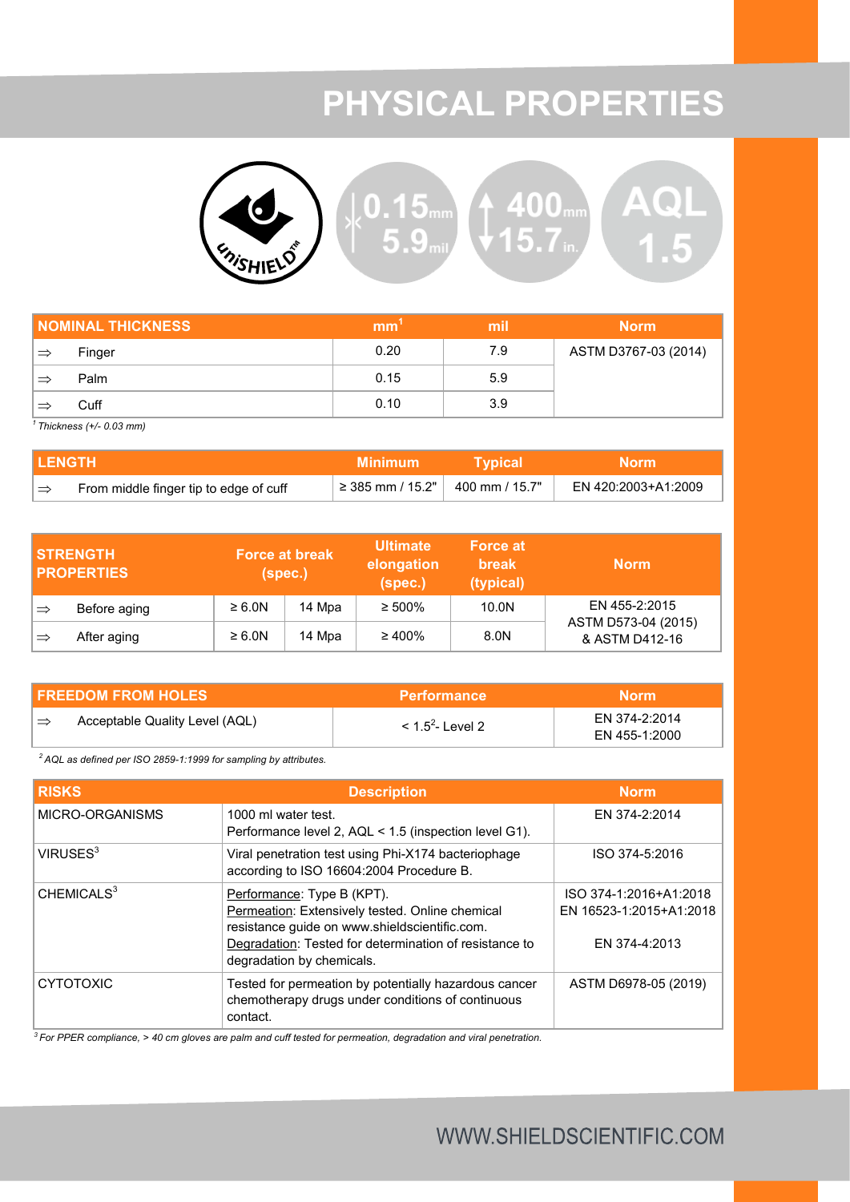# PHYSICAL PROPERTIES

uniSHIELD™ | 0.15 mm 5.9 mil | 400 mm 15.7 in. | AQL 1.5

| NOMINAL THICKNESS | | mm[1] | mil | Norm |
|---|---|---|---|---|
| ⇒ | Finger | 0.20 | 7.9 | ASTM D3767-03 (2014) |
| ⇒ | Palm | 0.15 | 5.9 | |
| ⇒ | Cuff | 0.10 | 3.9 | |

*[1] Thickness (+/- 0.03 mm)*

| LENGTH | | Minimum | Typical | Norm |
|---|---|---|---|---|
| ⇒ | From middle finger tip to edge of cuff | ≥ 385 mm / 15.2" | 400 mm / 15.7" | EN 420:2003+A1:2009 |

| STRENGTH PROPERTIES | | Force at break (spec.) | | Ultimate elongation (spec.) | Force at break (typical) | Norm |
|---|---|---|---|---|---|---|
| ⇒ | Before aging | ≥ 6.0N | 14 Mpa | ≥ 500% | 10.0N | EN 455-2:2015 ASTM D573-04 (2015) & ASTM D412-16 |
| ⇒ | After aging | ≥ 6.0N | 14 Mpa | ≥ 400% | 8.0N | |

| FREEDOM FROM HOLES | | Performance | Norm |
|---|---|---|---|
| ⇒ | Acceptable Quality Level (AQL) | < 1.5[2]- Level 2 | EN 374-2:2014 EN 455-1:2000 |

*[2] AQL as defined per ISO 2859-1:1999 for sampling by attributes.*

| RISKS | Description | Norm |
|---|---|---|
| MICRO-ORGANISMS | 1000 ml water test. Performance level 2, AQL < 1.5 (inspection level G1). | EN 374-2:2014 |
| VIRUSES[3] | Viral penetration test using Phi-X174 bacteriophage according to ISO 16604:2004 Procedure B. | ISO 374-5:2016 |
| CHEMICALS[3] | Performance: Type B (KPT). Permeation: Extensively tested. Online chemical resistance guide on www.shieldscientific.com. Degradation: Tested for determination of resistance to degradation by chemicals. | ISO 374-1:2016+A1:2018 EN 16523-1:2015+A1:2018 EN 374-4:2013 |
| CYTOTOXIC | Tested for permeation by potentially hazardous cancer chemotherapy drugs under conditions of continuous contact. | ASTM D6978-05 (2019) |

*[3] For PPER compliance, > 40 cm gloves are palm and cuff tested for permeation, degradation and viral penetration.*

WWW.SHIELDSCIENTIFIC.COM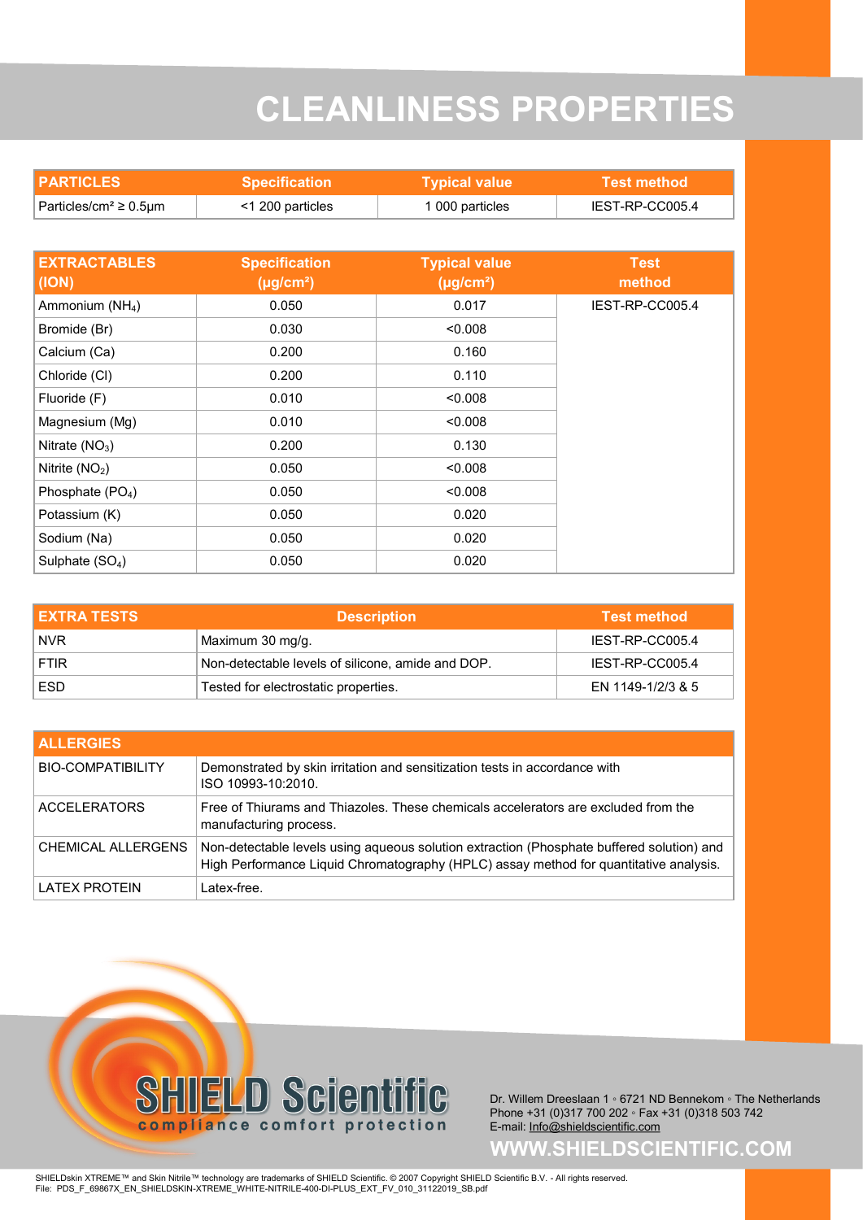# CLEANLINESS PROPERTIES

| PARTICLES | Specification | Typical value | Test method |
|---|---|---|---|
| Particles/cm² ≥ 0.5µm | <1 200 particles | 1 000 particles | IEST-RP-CC005.4 |

| EXTRACTABLES (ION) | Specification (µg/cm²) | Typical value (µg/cm²) | Test method |
|---|---|---|---|
| Ammonium ($NH_4$) | 0.050 | 0.017 | IEST-RP-CC005.4 |
| Bromide (Br) | 0.030 | <0.008 | |
| Calcium (Ca) | 0.200 | 0.160 | |
| Chloride (Cl) | 0.200 | 0.110 | |
| Fluoride (F) | 0.010 | <0.008 | |
| Magnesium (Mg) | 0.010 | <0.008 | |
| Nitrate ($NO_3$) | 0.200 | 0.130 | |
| Nitrite ($NO_2$) | 0.050 | <0.008 | |
| Phosphate ($PO_4$) | 0.050 | <0.008 | |
| Potassium (K) | 0.050 | 0.020 | |
| Sodium (Na) | 0.050 | 0.020 | |
| Sulphate ($SO_4$) | 0.050 | 0.020 | |

| EXTRA TESTS | Description | Test method |
|---|---|---|
| NVR | Maximum 30 mg/g. | IEST-RP-CC005.4 |
| FTIR | Non-detectable levels of silicone, amide and DOP. | IEST-RP-CC005.4 |
| ESD | Tested for electrostatic properties. | EN 1149-1/2/3 & 5 |

| ALLERGIES | |
|---|---|
| BIO-COMPATIBILITY | Demonstrated by skin irritation and sensitization tests in accordance with ISO 10993-10:2010. |
| ACCELERATORS | Free of Thiurams and Thiazoles. These chemicals accelerators are excluded from the manufacturing process. |
| CHEMICAL ALLERGENS | Non-detectable levels using aqueous solution extraction (Phosphate buffered solution) and High Performance Liquid Chromatography (HPLC) assay method for quantitative analysis. |
| LATEX PROTEIN | Latex-free. |

SHIELD Scientific
compliance comfort protection

Dr. Willem Dreeslaan 1 ◦ 6721 ND Bennekom ◦ The Netherlands
Phone +31 (0)317 700 202 ◦ Fax +31 (0)318 503 742
E-mail: Info@shieldscientific.com

WWW.SHIELDSCIENTIFIC.COM

SHIELDskin XTREME™ and Skin Nitrile™ technology are trademarks of SHIELD Scientific. © 2007 Copyright SHIELD Scientific B.V. - All rights reserved.
File: PDS_F_69867X_EN_SHIELDSKIN-XTREME_WHITE-NITRILE-400-DI-PLUS_EXT_FV_010_31122019_SB.pdf